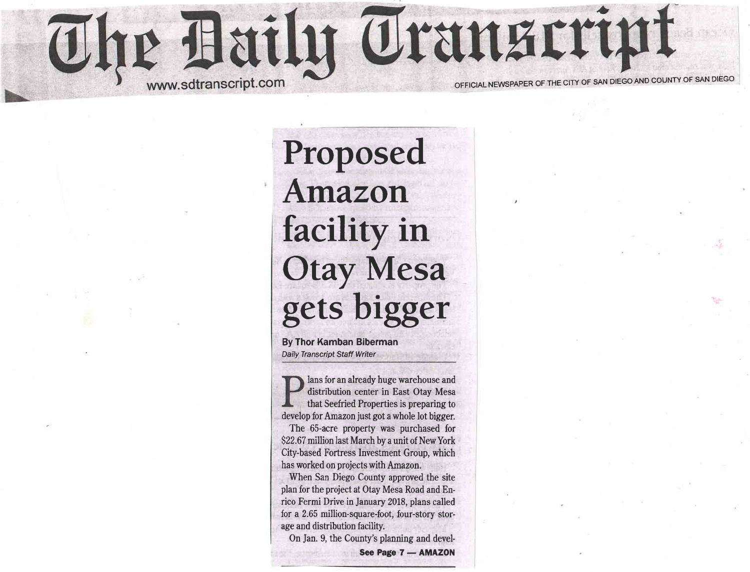# The Daily Transcript

www.sdtranscript.com

OFFICIAL NEWSPAPER OF THE CITY OF SAN DIEGO AND COUNTY OF SAN DIEGO

## Proposed Amazon facility in Otay Mesa gets bigger

**By Thor Kamban Biberman**
*Daily Transcript Staff Writer*

Plans for an already huge warehouse and distribution center in East Otay Mesa that Seefried Properties is preparing to develop for Amazon just got a whole lot bigger.

The 65-acre property was purchased for $22.67 million last March by a unit of New York City-based Fortress Investment Group, which has worked on projects with Amazon.

When San Diego County approved the site plan for the project at Otay Mesa Road and Enrico Fermi Drive in January 2018, plans called for a 2.65 million-square-foot, four-story storage and distribution facility.

On Jan. 9, the County's planning and devel-

**See Page 7 — AMAZON**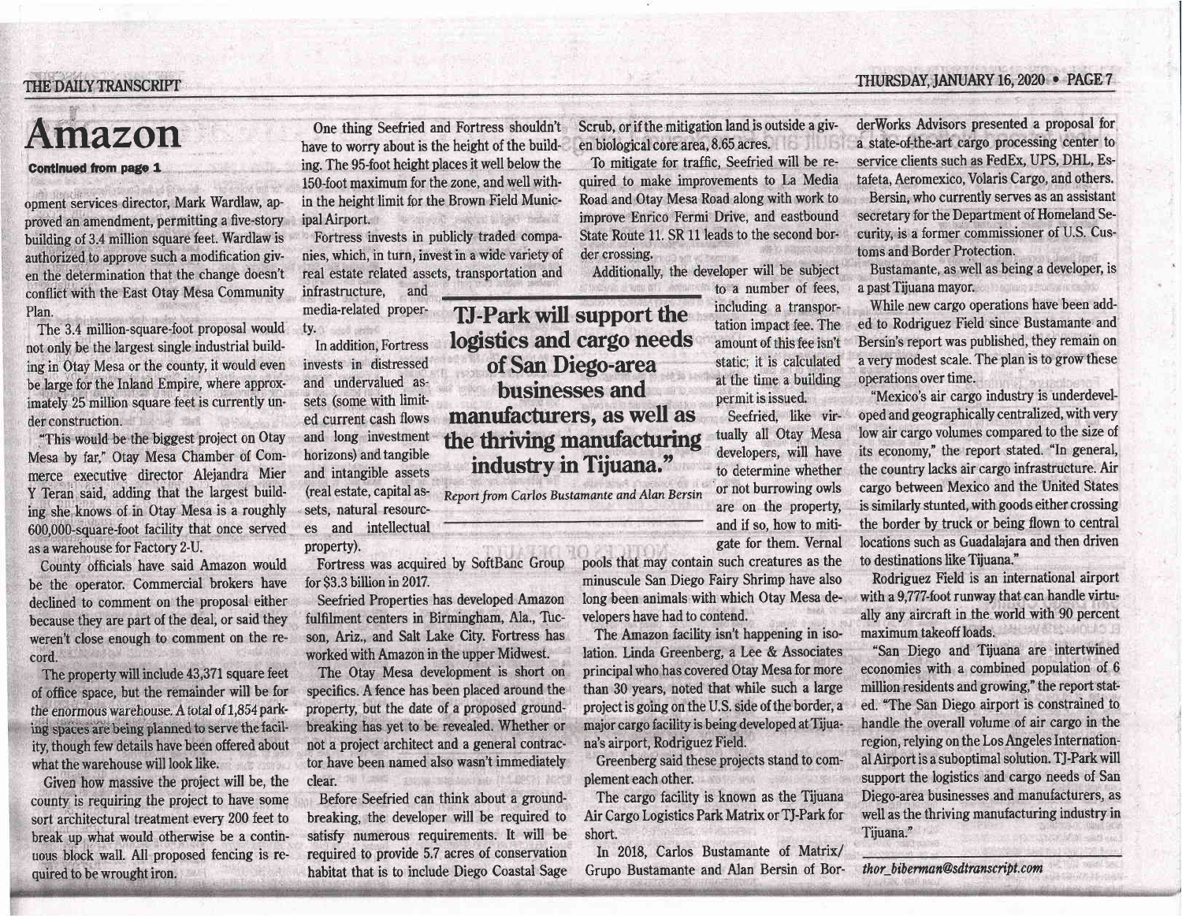# Amazon

**Continued from page 1**

opment services director, Mark Wardlaw, approved an amendment, permitting a five-story building of 3.4 million square feet. Wardlaw is authorized to approve such a modification given the determination that the change doesn't conflict with the East Otay Mesa Community Plan.

The 3.4 million-square-foot proposal would not only be the largest single industrial building in Otay Mesa or the county, it would even be large for the Inland Empire, where approximately 25 million square feet is currently under construction.

"This would be the biggest project on Otay Mesa by far," Otay Mesa Chamber of Commerce executive director Alejandra Mier Y Teran said, adding that the largest building she knows of in Otay Mesa is a roughly 600,000-square-foot facility that once served as a warehouse for Factory 2-U.

County officials have said Amazon would be the operator. Commercial brokers have declined to comment on the proposal either because they are part of the deal, or said they weren't close enough to comment on the record.

The property will include 43,371 square feet of office space, but the remainder will be for the enormous warehouse. A total of 1,854 parking spaces are being planned to serve the facility, though few details have been offered about what the warehouse will look like.

Given how massive the project will be, the county is requiring the project to have some sort architectural treatment every 200 feet to break up what would otherwise be a continuous block wall. All proposed fencing is required to be wrought iron.

One thing Seefried and Fortress shouldn't have to worry about is the height of the building. The 95-foot height places it well below the 150-foot maximum for the zone, and well within the height limit for the Brown Field Municipal Airport.

Fortress invests in publicly traded companies, which, in turn, invest in a wide variety of real estate related assets, transportation and infrastructure, and media-related property.

In addition, Fortress invests in distressed and undervalued assets (some with limited current cash flows and long investment horizons) and tangible and intangible assets (real estate, capital assets, natural resources and intellectual property).

Fortress was acquired by SoftBanc Group for $3.3 billion in 2017.

Seefried Properties has developed Amazon fulfilment centers in Birmingham, Ala., Tucson, Ariz., and Salt Lake City. Fortress has worked with Amazon in the upper Midwest.

The Otay Mesa development is short on specifics. A fence has been placed around the property, but the date of a proposed groundbreaking has yet to be revealed. Whether or not a project architect and a general contractor have been named also wasn't immediately clear.

Before Seefried can think about a groundbreaking, the developer will be required to satisfy numerous requirements. It will be required to provide 5.7 acres of conservation habitat that is to include Diego Coastal Sage Scrub, or if the mitigation land is outside a given biological core area, 8.65 acres.

To mitigate for traffic, Seefried will be required to make improvements to La Media Road and Otay Mesa Road along with work to improve Enrico Fermi Drive, and eastbound State Route 11. SR 11 leads to the second border crossing.

Additionally, the developer will be subject to a number of fees, including a transportation impact fee. The amount of this fee isn't static; it is calculated at the time a building permit is issued.

> **"TJ-Park will support the logistics and cargo needs of San Diego-area businesses and manufacturers, as well as the thriving manufacturing industry in Tijuana."**
>
> *Report from Carlos Bustamante and Alan Bersin*

Seefried, like virtually all Otay Mesa developers, will have to determine whether or not burrowing owls are on the property, and if so, how to mitigate for them. Vernal pools that may contain such creatures as the minuscule San Diego Fairy Shrimp have also long been animals with which Otay Mesa developers have had to contend.

The Amazon facility isn't happening in isolation. Linda Greenberg, a Lee & Associates principal who has covered Otay Mesa for more than 30 years, noted that while such a large project is going on the U.S. side of the border, a major cargo facility is being developed at Tijuana's airport, Rodriguez Field.

Greenberg said these projects stand to complement each other.

The cargo facility is known as the Tijuana Air Cargo Logistics Park Matrix or TJ-Park for short.

In 2018, Carlos Bustamante of Matrix/Grupo Bustamante and Alan Bersin of BorderWorks Advisors presented a proposal for a state-of-the-art cargo processing center to service clients such as FedEx, UPS, DHL, Estafeta, Aeromexico, Volaris Cargo, and others.

Bersin, who currently serves as an assistant secretary for the Department of Homeland Security, is a former commissioner of U.S. Customs and Border Protection.

Bustamante, as well as being a developer, is a past Tijuana mayor.

While new cargo operations have been added to Rodriguez Field since Bustamante and Bersin's report was published, they remain on a very modest scale. The plan is to grow these operations over time.

"Mexico's air cargo industry is underdeveloped and geographically centralized, with very low air cargo volumes compared to the size of its economy," the report stated. "In general, the country lacks air cargo infrastructure. Air cargo between Mexico and the United States is similarly stunted, with goods either crossing the border by truck or being flown to central locations such as Guadalajara and then driven to destinations like Tijuana."

Rodriguez Field is an international airport with a 9,777-foot runway that can handle virtually any aircraft in the world with 90 percent maximum takeoff loads.

"San Diego and Tijuana are intertwined economies with a combined population of 6 million residents and growing," the report stated. "The San Diego airport is constrained to handle the overall volume of air cargo in the region, relying on the Los Angeles International Airport is a suboptimal solution. TJ-Park will support the logistics and cargo needs of San Diego-area businesses and manufacturers, as well as the thriving manufacturing industry in Tijuana."

*thor_biberman@sdtranscript.com*